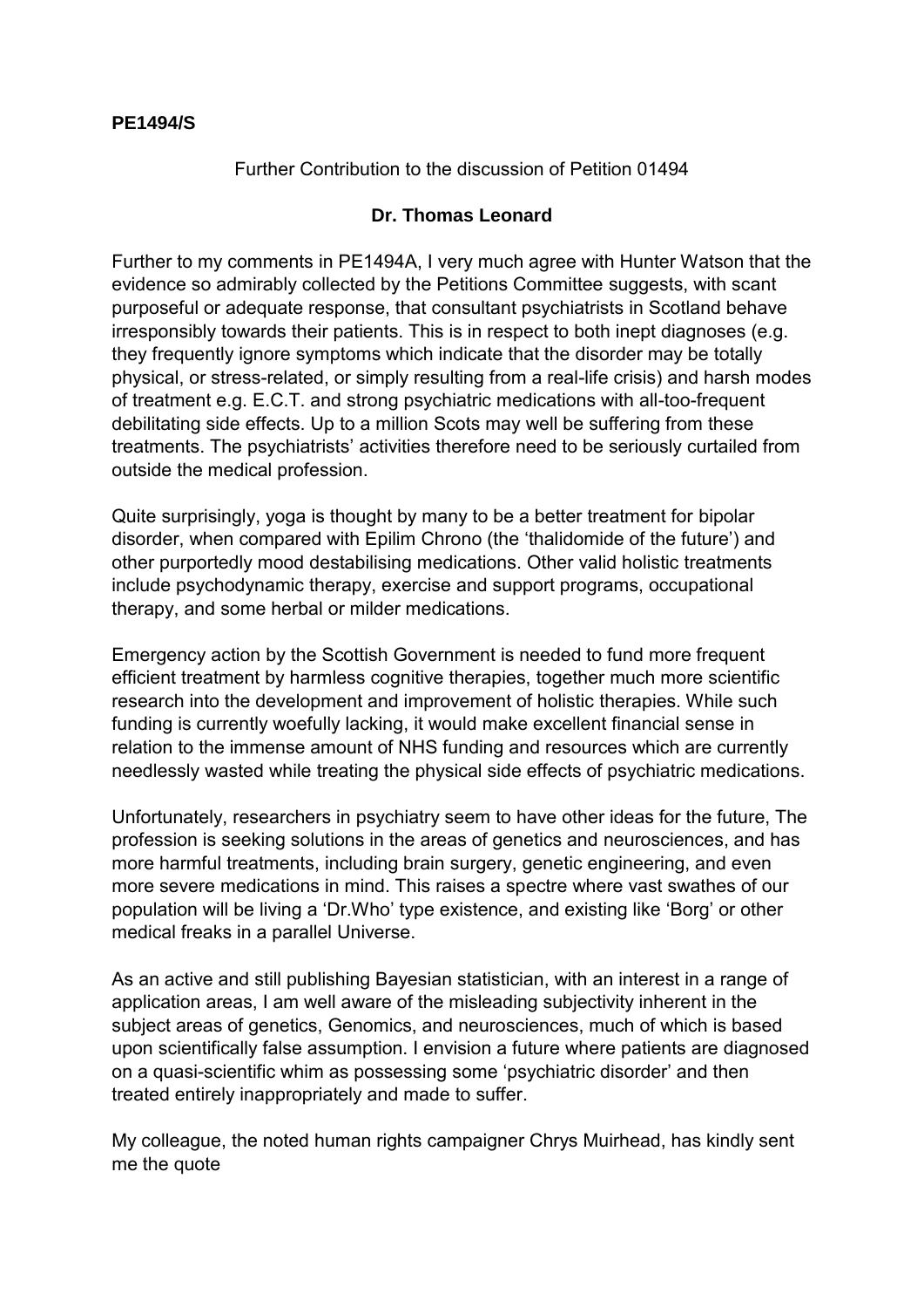**PE1494/S**

Further Contribution to the discussion of Petition 01494

**Dr. Thomas Leonard**

Further to my comments in PE1494A, I very much agree with Hunter Watson that the evidence so admirably collected by the Petitions Committee suggests, with scant purposeful or adequate response, that consultant psychiatrists in Scotland behave irresponsibly towards their patients. This is in respect to both inept diagnoses (e.g. they frequently ignore symptoms which indicate that the disorder may be totally physical, or stress-related, or simply resulting from a real-life crisis) and harsh modes of treatment e.g. E.C.T. and strong psychiatric medications with all-too-frequent debilitating side effects. Up to a million Scots may well be suffering from these treatments. The psychiatrists' activities therefore need to be seriously curtailed from outside the medical profession.

Quite surprisingly, yoga is thought by many to be a better treatment for bipolar disorder, when compared with Epilim Chrono (the 'thalidomide of the future') and other purportedly mood destabilising medications. Other valid holistic treatments include psychodynamic therapy, exercise and support programs, occupational therapy, and some herbal or milder medications.

Emergency action by the Scottish Government is needed to fund more frequent efficient treatment by harmless cognitive therapies, together much more scientific research into the development and improvement of holistic therapies. While such funding is currently woefully lacking, it would make excellent financial sense in relation to the immense amount of NHS funding and resources which are currently needlessly wasted while treating the physical side effects of psychiatric medications.

Unfortunately, researchers in psychiatry seem to have other ideas for the future, The profession is seeking solutions in the areas of genetics and neurosciences, and has more harmful treatments, including brain surgery, genetic engineering, and even more severe medications in mind. This raises a spectre where vast swathes of our population will be living a 'Dr.Who' type existence, and existing like 'Borg' or other medical freaks in a parallel Universe.

As an active and still publishing Bayesian statistician, with an interest in a range of application areas, I am well aware of the misleading subjectivity inherent in the subject areas of genetics, Genomics, and neurosciences, much of which is based upon scientifically false assumption. I envision a future where patients are diagnosed on a quasi-scientific whim as possessing some 'psychiatric disorder' and then treated entirely inappropriately and made to suffer.

My colleague, the noted human rights campaigner Chrys Muirhead, has kindly sent me the quote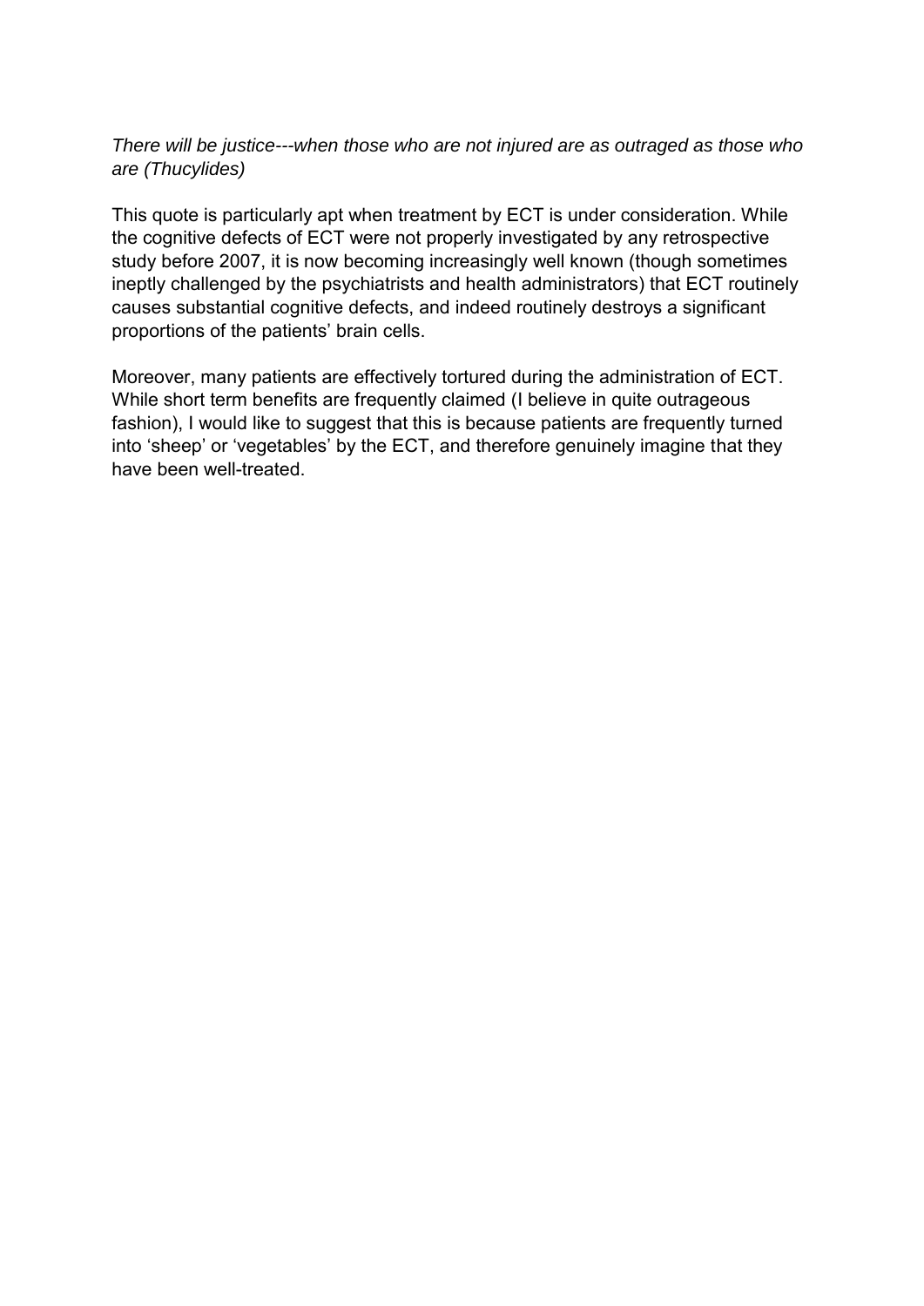*There will be justice---when those who are not injured are as outraged as those who are (Thucylides)*

This quote is particularly apt when treatment by ECT is under consideration. While the cognitive defects of ECT were not properly investigated by any retrospective study before 2007, it is now becoming increasingly well known (though sometimes ineptly challenged by the psychiatrists and health administrators) that ECT routinely causes substantial cognitive defects, and indeed routinely destroys a significant proportions of the patients' brain cells.

Moreover, many patients are effectively tortured during the administration of ECT. While short term benefits are frequently claimed (I believe in quite outrageous fashion), I would like to suggest that this is because patients are frequently turned into 'sheep' or 'vegetables' by the ECT, and therefore genuinely imagine that they have been well-treated.